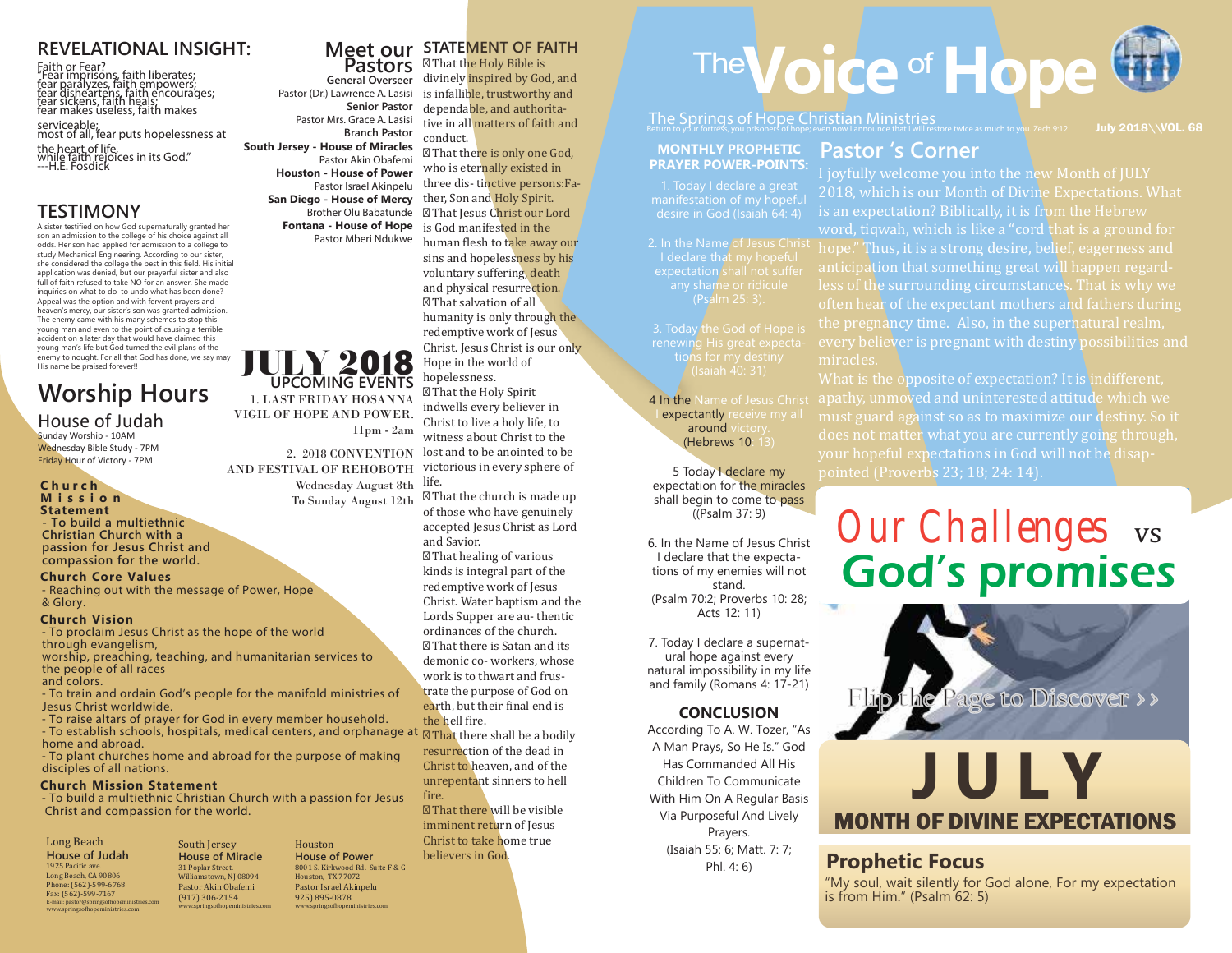## REVELATIONAL INSIGHT:

Faith or Fear?
"Fear imprisons, faith liberates;
fear paralyzes, faith empowers;
fear disheartens, faith encourages;
fear sickens, faith heals;
fear makes useless, faith makes serviceable;
most of all, fear puts hopelessness at the heart of life,
while faith rejoices in its God."
---H.E. Fosdick

## TESTIMONY

A sister testified on how God supernaturally granted her son an admission to the college of his choice against all odds. Her son had applied for admission to a college to study Mechanical Engineering. According to our sister, she considered the college the best in this field. His initial application was denied, but our prayerful sister and also full of faith refused to take NO for an answer. She made inquiries on what to do to undo what has been done? Appeal was the option and with fervent prayers and heaven's mercy, our sister's son was granted admission. The enemy came with his many schemes to stop this young man and even to the point of causing a terrible accident on a later day that would have claimed this young man's life but God turned the evil plans of the enemy to nought. For all that God has done, we say may His name be praised forever!!

## Worship Hours

### House of Judah

Sunday Worship - 10AM
Wednesday Bible Study - 7PM
Friday Hour of Victory - 7PM

**Church Mission Statement**
**- To build a multiethnic Christian Church with a passion for Jesus Christ and compassion for the world.**

**Church Core Values**
- Reaching out with the message of Power, Hope & Glory.

**Church Vision**
- To proclaim Jesus Christ as the hope of the world through evangelism, worship, preaching, teaching, and humanitarian services to the people of all races and colors.
- To train and ordain God's people for the manifold ministries of Jesus Christ worldwide.
- To raise altars of prayer for God in every member household.
- To establish schools, hospitals, medical centers, and orphanage at home and abroad.
- To plant churches home and abroad for the purpose of making disciples of all nations.

**Church Mission Statement**
- To build a multiethnic Christian Church with a passion for Jesus Christ and compassion for the world.

Long Beach
**House of Judah**
1925 Pacific ave.
Long Beach, CA 90806
Phone: (562)-599-6768
Fax: (562)-599-7167
E-mail: pastor@springsofhopeministries.com
www.springsofhopeministries.com

South Jersey
**House of Miracle**
31 Poplar Street.
Williamstown, NJ 08094
Pastor Akin Obafemi
(917) 306-2154
www.springsofhopeministries.com

Houston
**House of Power**
8001 S. Kirkwood Rd. Suite F & G
Houston, TX 77072
Pastor Israel Akinpelu
925) 895-0878
www.springsofhopeministries.com

## Meet our Pastors

**General Overseer**
Pastor (Dr.) Lawrence A. Lasisi
**Senior Pastor**
Pastor Mrs. Grace A. Lasisi
**Branch Pastor**
**South Jersey - House of Miracles**
Pastor Akin Obafemi
**Houston - House of Power**
Pastor Israel Akinpelu
**San Diego - House of Mercy**
Brother Olu Babatunde
**Fontana - House of Hope**
Pastor Mberi Ndukwe

## JULY 2018
### UPCOMING EVENTS

1. LAST FRIDAY HOSANNA VIGIL OF HOPE AND POWER.
11pm - 2am

2. 2018 CONVENTION AND FESTIVAL OF REHOBOTH
Wednesday August 8th
To Sunday August 12th

## STATEMENT OF FAITH

- That the Holy Bible is divinely inspired by God, and is infallible, trustworthy and dependable, and authoritative in all matters of faith and conduct.
- That there is only one God, who is eternally existed in three dis- tinctive persons:Father, Son and Holy Spirit.
- That Jesus Christ our Lord is God manifested in the human flesh to take away our sins and hopelessness by his voluntary suffering, death and physical resurrection.
- That salvation of all humanity is only through the redemptive work of Jesus Christ. Jesus Christ is our only Hope in the world of hopelessness.
- That the Holy Spirit indwells every believer in Christ to live a holy life, to witness about Christ to the lost and to be anointed to be victorious in every sphere of life.
- That the church is made up of those who have genuinely accepted Jesus Christ as Lord and Savior.
- That healing of various kinds is integral part of the redemptive work of Jesus Christ. Water baptism and the Lords Supper are au- thentic ordinances of the church.
- That there is Satan and its demonic co- workers, whose work is to thwart and frustrate the purpose of God on earth, but their final end is the hell fire.
- That there shall be a bodily resurrection of the dead in Christ to heaven, and of the unrepentant sinners to hell fire.
- That there will be visible imminent return of Jesus Christ to take home true believers in God.

# The Voice of Hope

The Springs of Hope Christian Ministries
Return to your fortress, you prisoners of hope; even now I announce that I will restore twice as much to you. Zech 9:12

July 2018\\VOL. 68

## MONTHLY PROPHETIC PRAYER POWER-POINTS:

1. Today I declare a great manifestation of my hopeful desire in God (Isaiah 64: 4)

2. In the Name of Jesus Christ I declare that my hopeful expectation shall not suffer any shame or ridicule (Psalm 25: 3).

3. Today the God of Hope is renewing His great expectations for my destiny (Isaiah 40: 31)

4 In the Name of Jesus Christ I expectantly receive my all around victory. (Hebrews 10: 13)

5 Today I declare my expectation for the miracles shall begin to come to pass ((Psalm 37: 9)

6. In the Name of Jesus Christ I declare that the expectations of my enemies will not stand. (Psalm 70:2; Proverbs 10: 28; Acts 12: 11)

7. Today I declare a supernatural hope against every natural impossibility in my life and family (Romans 4: 17-21)

### CONCLUSION

According To A. W. Tozer, "As A Man Prays, So He Is." God Has Commanded All His Children To Communicate With Him On A Regular Basis Via Purposeful And Lively Prayers.
(Isaiah 55: 6; Matt. 7: 7; Phl. 4: 6)

## Pastor 's Corner

I joyfully welcome you into the new Month of JULY 2018, which is our Month of Divine Expectations. What is an expectation? Biblically, it is from the Hebrew word, tiqwah, which is like a "cord that is a ground for hope." Thus, it is a strong desire, belief, eagerness and anticipation that something great will happen regardless of the surrounding circumstances. That is why we often hear of the expectant mothers and fathers during the pregnancy time. Also, in the supernatural realm, every believer is pregnant with destiny possibilities and miracles.

What is the opposite of expectation? It is indifferent, apathy, unmoved and uninterested attitude which we must guard against so as to maximize our destiny. So it does not matter what you are currently going through, your hopeful expectations in God will not be disappointed (Proverbs 23; 18; 24: 14).

## Our Challenges vs God's promises

Flip the Page to Discover >>

# JULY
## MONTH OF DIVINE EXPECTATIONS

## Prophetic Focus

"My soul, wait silently for God alone, For my expectation is from Him." (Psalm 62: 5)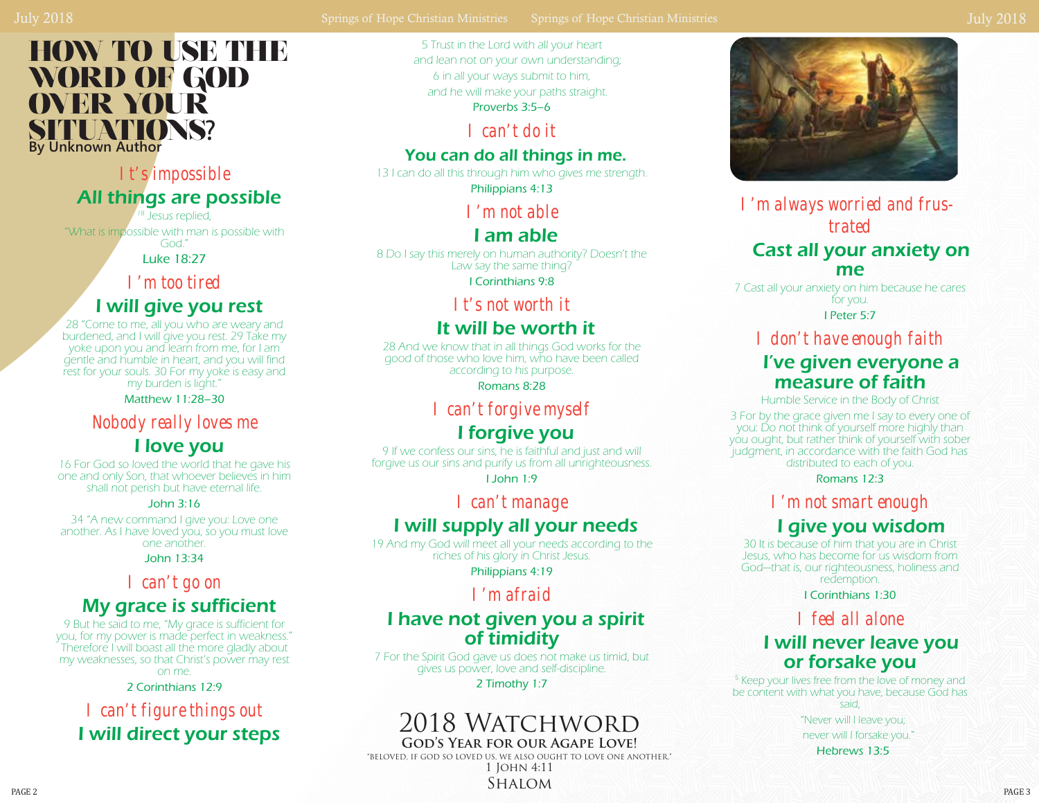# HOW TO USE THE WORD OF GOD OVER YOUR SITUATIONS?

By Unknown Author

### I'm impossible

## All things are possible

[18] Jesus replied,

"What is impossible with man is possible with God."

Luke 18:27

### I'm too tired

## I will give you rest

28 "Come to me, all you who are weary and burdened, and I will give you rest. 29 Take my yoke upon you and learn from me, for I am gentle and humble in heart, and you will find rest for your souls. 30 For my yoke is easy and my burden is light."

Matthew 11:28–30

### Nobody really loves me

## I love you

16 For God so loved the world that he gave his one and only Son, that whoever believes in him shall not perish but have eternal life.

John 3:16

34 "A new command I give you: Love one another. As I have loved you, so you must love one another.

John 13:34

### I can't go on

## My grace is sufficient

9 But he said to me, "My grace is sufficient for you, for my power is made perfect in weakness." Therefore I will boast all the more gladly about my weaknesses, so that Christ's power may rest on me.

2 Corinthians 12:9

### I can't figure things out

## I will direct your steps

5 Trust in the Lord with all your heart
and lean not on your own understanding;
6 in all your ways submit to him,
and he will make your paths straight.

Proverbs 3:5–6

### I can't do it

## You can do all things in me.

13 I can do all this through him who gives me strength.

Philippians 4:13

### I'm not able

## I am able

8 Do I say this merely on human authority? Doesn't the Law say the same thing?

I Corinthians 9:8

### It's not worth it

## It will be worth it

28 And we know that in all things God works for the good of those who love him, who have been called according to his purpose.

Romans 8:28

### I can't forgive myself

## I forgive you

9 If we confess our sins, he is faithful and just and will forgive us our sins and purify us from all unrighteousness.

I John 1:9

### I can't manage

## I will supply all your needs

19 And my God will meet all your needs according to the riches of his glory in Christ Jesus.

Philippians 4:19

### I'm afraid

## I have not given you a spirit of timidity

7 For the Spirit God gave us does not make us timid, but gives us power, love and self-discipline.

2 Timothy 1:7

### I'm always worried and frustrated

## Cast all your anxiety on me

7 Cast all your anxiety on him because he cares for you.

I Peter 5:7

### I don't have enough faith

## I've given everyone a measure of faith

Humble Service in the Body of Christ

3 For by the grace given me I say to every one of you: Do not think of yourself more highly than you ought, but rather think of yourself with sober judgment, in accordance with the faith God has distributed to each of you.

Romans 12:3

### I'm not smart enough

## I give you wisdom

30 It is because of him that you are in Christ Jesus, who has become for us wisdom from God—that is, our righteousness, holiness and redemption.

I Corinthians 1:30

### I feel all alone

## I will never leave you or forsake you

[5] Keep your lives free from the love of money and be content with what you have, because God has said,

"Never will I leave you;
never will I forsake you."

Hebrews 13:5

# 2018 Watchword

**God's Year for our Agape Love!**

"Beloved, if God so loved us, we also ought to love one another."

1 John 4:11

Shalom